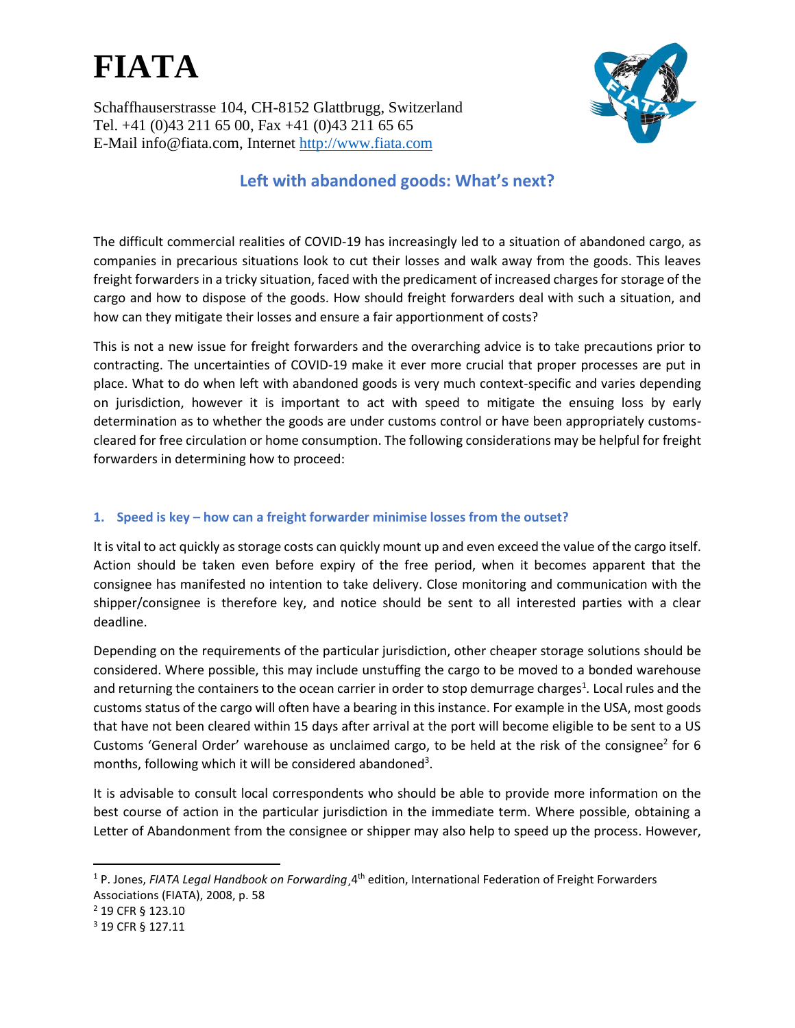# FIATA

Schaffhauserstrasse 104, CH-8152 Glattbrugg, Switzerland
Tel. +41 (0)43 211 65 00, Fax +41 (0)43 211 65 65
E-Mail info@fiata.com, Internet http://www.fiata.com

## Left with abandoned goods: What's next?

The difficult commercial realities of COVID-19 has increasingly led to a situation of abandoned cargo, as companies in precarious situations look to cut their losses and walk away from the goods. This leaves freight forwarders in a tricky situation, faced with the predicament of increased charges for storage of the cargo and how to dispose of the goods. How should freight forwarders deal with such a situation, and how can they mitigate their losses and ensure a fair apportionment of costs?

This is not a new issue for freight forwarders and the overarching advice is to take precautions prior to contracting. The uncertainties of COVID-19 make it ever more crucial that proper processes are put in place. What to do when left with abandoned goods is very much context-specific and varies depending on jurisdiction, however it is important to act with speed to mitigate the ensuing loss by early determination as to whether the goods are under customs control or have been appropriately customs-cleared for free circulation or home consumption. The following considerations may be helpful for freight forwarders in determining how to proceed:

### 1. Speed is key – how can a freight forwarder minimise losses from the outset?

It is vital to act quickly as storage costs can quickly mount up and even exceed the value of the cargo itself. Action should be taken even before expiry of the free period, when it becomes apparent that the consignee has manifested no intention to take delivery. Close monitoring and communication with the shipper/consignee is therefore key, and notice should be sent to all interested parties with a clear deadline.

Depending on the requirements of the particular jurisdiction, other cheaper storage solutions should be considered. Where possible, this may include unstuffing the cargo to be moved to a bonded warehouse and returning the containers to the ocean carrier in order to stop demurrage charges[1]. Local rules and the customs status of the cargo will often have a bearing in this instance. For example in the USA, most goods that have not been cleared within 15 days after arrival at the port will become eligible to be sent to a US Customs 'General Order' warehouse as unclaimed cargo, to be held at the risk of the consignee[2] for 6 months, following which it will be considered abandoned[3].

It is advisable to consult local correspondents who should be able to provide more information on the best course of action in the particular jurisdiction in the immediate term. Where possible, obtaining a Letter of Abandonment from the consignee or shipper may also help to speed up the process. However,

---

[1] P. Jones, *FIATA Legal Handbook on Forwarding*¸4th edition, International Federation of Freight Forwarders Associations (FIATA), 2008, p. 58

[2] 19 CFR § 123.10

[3] 19 CFR § 127.11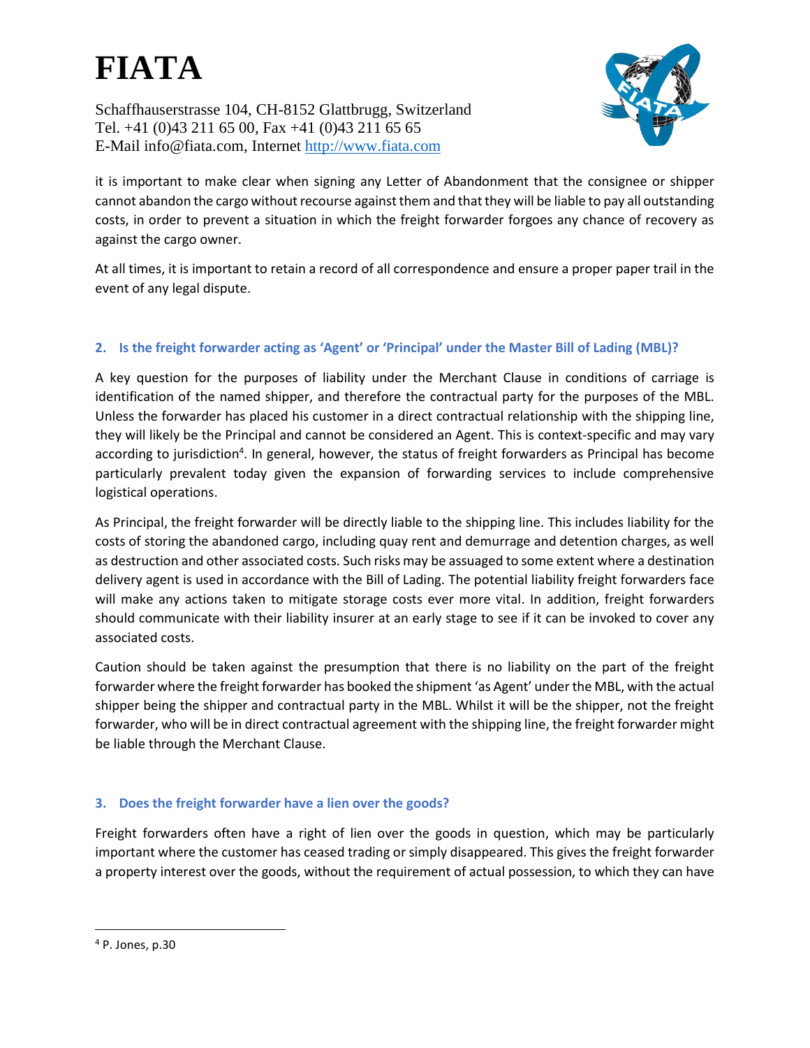it is important to make clear when signing any Letter of Abandonment that the consignee or shipper cannot abandon the cargo without recourse against them and that they will be liable to pay all outstanding costs, in order to prevent a situation in which the freight forwarder forgoes any chance of recovery as against the cargo owner.

At all times, it is important to retain a record of all correspondence and ensure a proper paper trail in the event of any legal dispute.

### 2. Is the freight forwarder acting as 'Agent' or 'Principal' under the Master Bill of Lading (MBL)?

A key question for the purposes of liability under the Merchant Clause in conditions of carriage is identification of the named shipper, and therefore the contractual party for the purposes of the MBL. Unless the forwarder has placed his customer in a direct contractual relationship with the shipping line, they will likely be the Principal and cannot be considered an Agent. This is context-specific and may vary according to jurisdiction[4]. In general, however, the status of freight forwarders as Principal has become particularly prevalent today given the expansion of forwarding services to include comprehensive logistical operations.

As Principal, the freight forwarder will be directly liable to the shipping line. This includes liability for the costs of storing the abandoned cargo, including quay rent and demurrage and detention charges, as well as destruction and other associated costs. Such risks may be assuaged to some extent where a destination delivery agent is used in accordance with the Bill of Lading. The potential liability freight forwarders face will make any actions taken to mitigate storage costs ever more vital. In addition, freight forwarders should communicate with their liability insurer at an early stage to see if it can be invoked to cover any associated costs.

Caution should be taken against the presumption that there is no liability on the part of the freight forwarder where the freight forwarder has booked the shipment 'as Agent' under the MBL, with the actual shipper being the shipper and contractual party in the MBL. Whilst it will be the shipper, not the freight forwarder, who will be in direct contractual agreement with the shipping line, the freight forwarder might be liable through the Merchant Clause.

### 3. Does the freight forwarder have a lien over the goods?

Freight forwarders often have a right of lien over the goods in question, which may be particularly important where the customer has ceased trading or simply disappeared. This gives the freight forwarder a property interest over the goods, without the requirement of actual possession, to which they can have

---

[4] P. Jones, p.30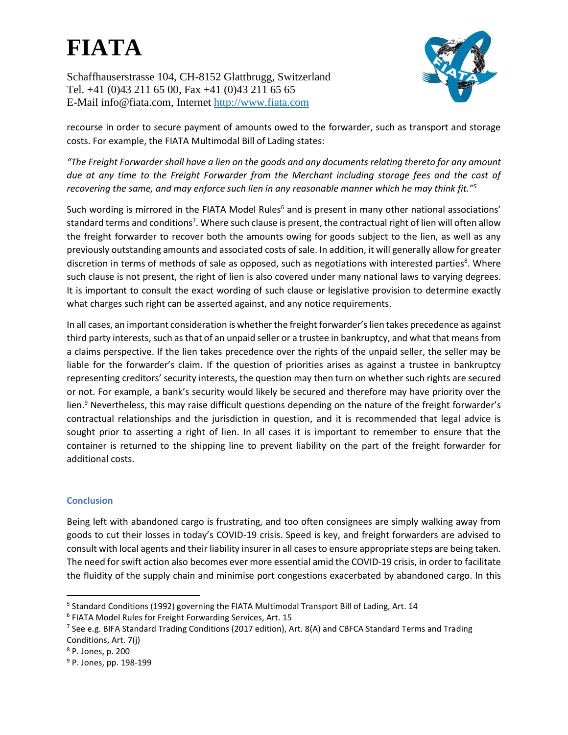recourse in order to secure payment of amounts owed to the forwarder, such as transport and storage costs. For example, the FIATA Multimodal Bill of Lading states:

*"The Freight Forwarder shall have a lien on the goods and any documents relating thereto for any amount due at any time to the Freight Forwarder from the Merchant including storage fees and the cost of recovering the same, and may enforce such lien in any reasonable manner which he may think fit."*[5]

Such wording is mirrored in the FIATA Model Rules[6] and is present in many other national associations' standard terms and conditions[7]. Where such clause is present, the contractual right of lien will often allow the freight forwarder to recover both the amounts owing for goods subject to the lien, as well as any previously outstanding amounts and associated costs of sale. In addition, it will generally allow for greater discretion in terms of methods of sale as opposed, such as negotiations with interested parties[8]. Where such clause is not present, the right of lien is also covered under many national laws to varying degrees. It is important to consult the exact wording of such clause or legislative provision to determine exactly what charges such right can be asserted against, and any notice requirements.

In all cases, an important consideration is whether the freight forwarder's lien takes precedence as against third party interests, such as that of an unpaid seller or a trustee in bankruptcy, and what that means from a claims perspective. If the lien takes precedence over the rights of the unpaid seller, the seller may be liable for the forwarder's claim. If the question of priorities arises as against a trustee in bankruptcy representing creditors' security interests, the question may then turn on whether such rights are secured or not. For example, a bank's security would likely be secured and therefore may have priority over the lien.[9] Nevertheless, this may raise difficult questions depending on the nature of the freight forwarder's contractual relationships and the jurisdiction in question, and it is recommended that legal advice is sought prior to asserting a right of lien. In all cases it is important to remember to ensure that the container is returned to the shipping line to prevent liability on the part of the freight forwarder for additional costs.

## Conclusion

Being left with abandoned cargo is frustrating, and too often consignees are simply walking away from goods to cut their losses in today's COVID-19 crisis. Speed is key, and freight forwarders are advised to consult with local agents and their liability insurer in all cases to ensure appropriate steps are being taken. The need for swift action also becomes ever more essential amid the COVID-19 crisis, in order to facilitate the fluidity of the supply chain and minimise port congestions exacerbated by abandoned cargo. In this

---

[5] Standard Conditions (1992) governing the FIATA Multimodal Transport Bill of Lading, Art. 14

[6] FIATA Model Rules for Freight Forwarding Services, Art. 15

[7] See e.g. BIFA Standard Trading Conditions (2017 edition), Art. 8(A) and CBFCA Standard Terms and Trading Conditions, Art. 7(j)

[8] P. Jones, p. 200

[9] P. Jones, pp. 198-199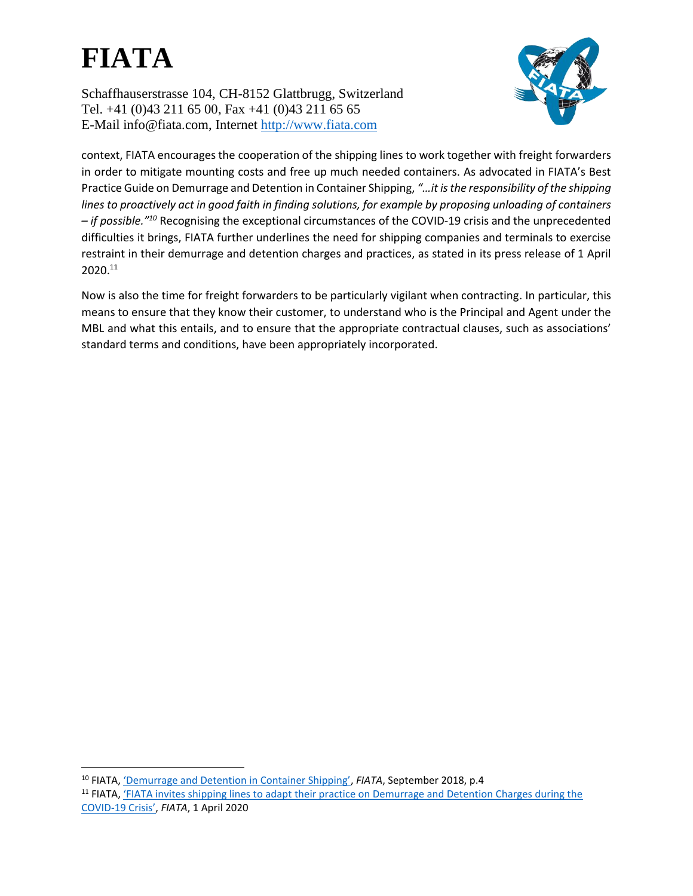context, FIATA encourages the cooperation of the shipping lines to work together with freight forwarders in order to mitigate mounting costs and free up much needed containers. As advocated in FIATA's Best Practice Guide on Demurrage and Detention in Container Shipping, *"…it is the responsibility of the shipping lines to proactively act in good faith in finding solutions, for example by proposing unloading of containers – if possible."*[10] Recognising the exceptional circumstances of the COVID-19 crisis and the unprecedented difficulties it brings, FIATA further underlines the need for shipping companies and terminals to exercise restraint in their demurrage and detention charges and practices, as stated in its press release of 1 April 2020.[11]

Now is also the time for freight forwarders to be particularly vigilant when contracting. In particular, this means to ensure that they know their customer, to understand who is the Principal and Agent under the MBL and what this entails, and to ensure that the appropriate contractual clauses, such as associations' standard terms and conditions, have been appropriately incorporated.

---

[10] FIATA, 'Demurrage and Detention in Container Shipping', *FIATA*, September 2018, p.4

[11] FIATA, 'FIATA invites shipping lines to adapt their practice on Demurrage and Detention Charges during the COVID-19 Crisis', *FIATA*, 1 April 2020